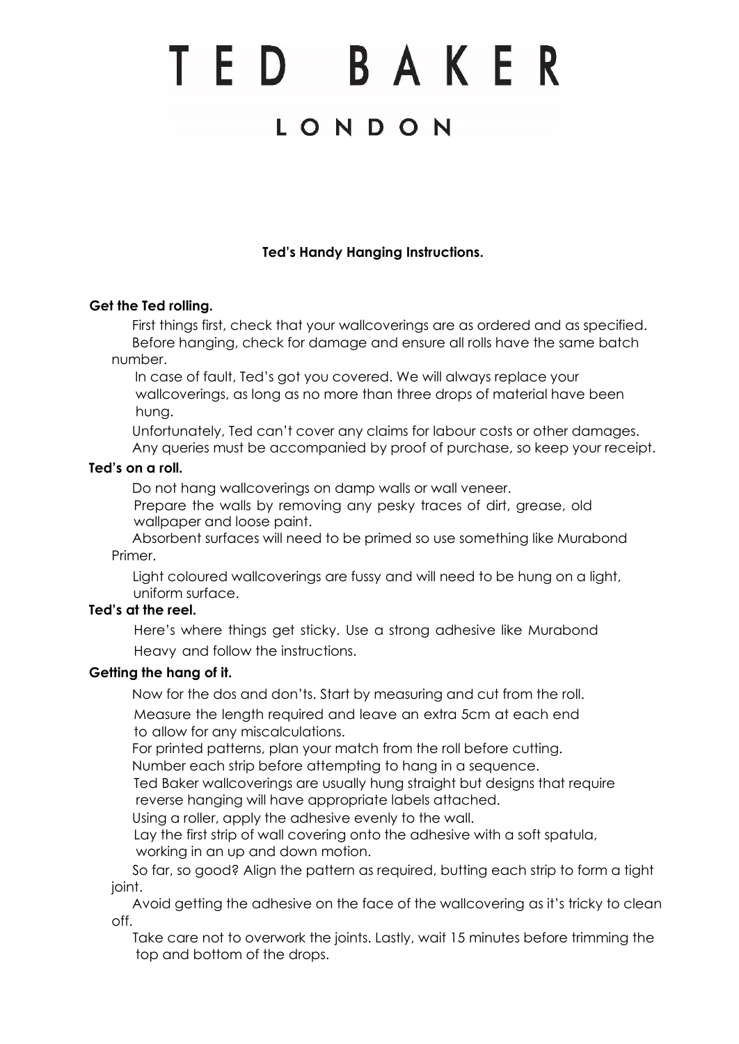# TED BAKER

## LONDON

**Ted's Handy Hanging Instructions.**

**Get the Ted rolling.**

First things first, check that your wallcoverings are as ordered and as specified.
Before hanging, check for damage and ensure all rolls have the same batch number.

In case of fault, Ted's got you covered. We will always replace your wallcoverings, as long as no more than three drops of material have been hung.

Unfortunately, Ted can't cover any claims for labour costs or other damages.
Any queries must be accompanied by proof of purchase, so keep your receipt.

**Ted's on a roll.**

Do not hang wallcoverings on damp walls or wall veneer.
Prepare the walls by removing any pesky traces of dirt, grease, old wallpaper and loose paint.
Absorbent surfaces will need to be primed so use something like Murabond Primer.

Light coloured wallcoverings are fussy and will need to be hung on a light, uniform surface.

**Ted's at the reel.**

Here's where things get sticky. Use a strong adhesive like Murabond Heavy and follow the instructions.

**Getting the hang of it.**

Now for the dos and don'ts. Start by measuring and cut from the roll.
Measure the length required and leave an extra 5cm at each end to allow for any miscalculations.
For printed patterns, plan your match from the roll before cutting.
Number each strip before attempting to hang in a sequence.
Ted Baker wallcoverings are usually hung straight but designs that require reverse hanging will have appropriate labels attached.
Using a roller, apply the adhesive evenly to the wall.
Lay the first strip of wall covering onto the adhesive with a soft spatula, working in an up and down motion.
So far, so good? Align the pattern as required, butting each strip to form a tight joint.
Avoid getting the adhesive on the face of the wallcovering as it's tricky to clean off.
Take care not to overwork the joints. Lastly, wait 15 minutes before trimming the top and bottom of the drops.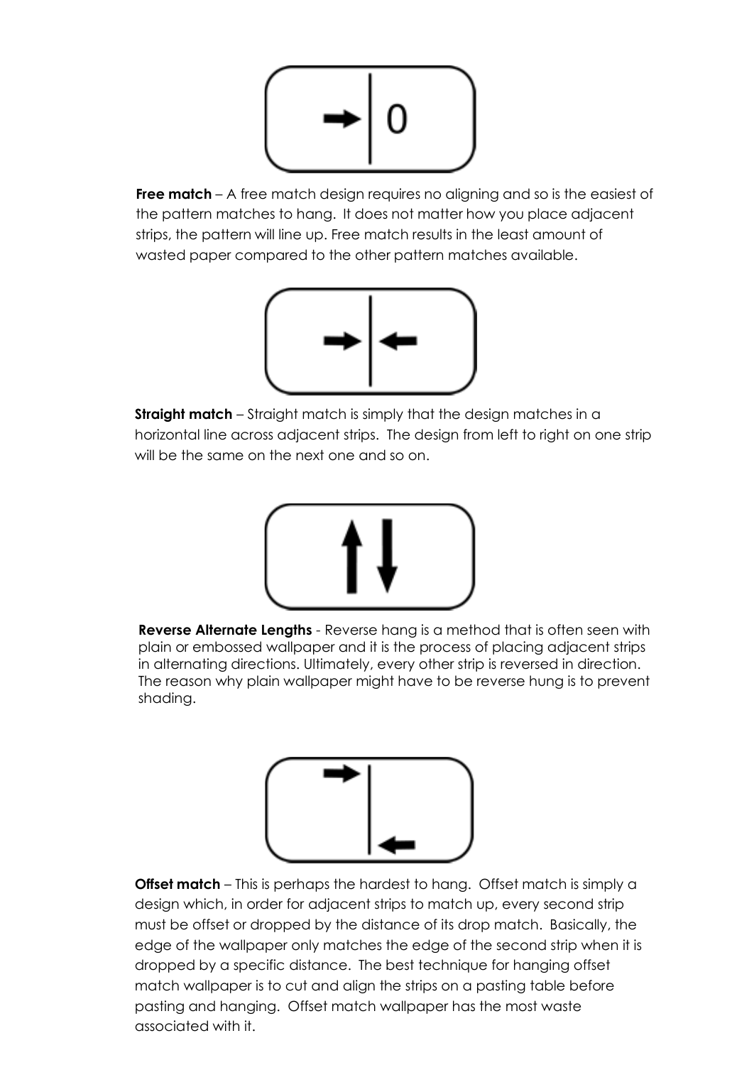**Free match** – A free match design requires no aligning and so is the easiest of the pattern matches to hang. It does not matter how you place adjacent strips, the pattern will line up. Free match results in the least amount of wasted paper compared to the other pattern matches available.

**Straight match** – Straight match is simply that the design matches in a horizontal line across adjacent strips. The design from left to right on one strip will be the same on the next one and so on.

**Reverse Alternate Lengths** - Reverse hang is a method that is often seen with plain or embossed wallpaper and it is the process of placing adjacent strips in alternating directions. Ultimately, every other strip is reversed in direction. The reason why plain wallpaper might have to be reverse hung is to prevent shading.

**Offset match** – This is perhaps the hardest to hang. Offset match is simply a design which, in order for adjacent strips to match up, every second strip must be offset or dropped by the distance of its drop match. Basically, the edge of the wallpaper only matches the edge of the second strip when it is dropped by a specific distance. The best technique for hanging offset match wallpaper is to cut and align the strips on a pasting table before pasting and hanging. Offset match wallpaper has the most waste associated with it.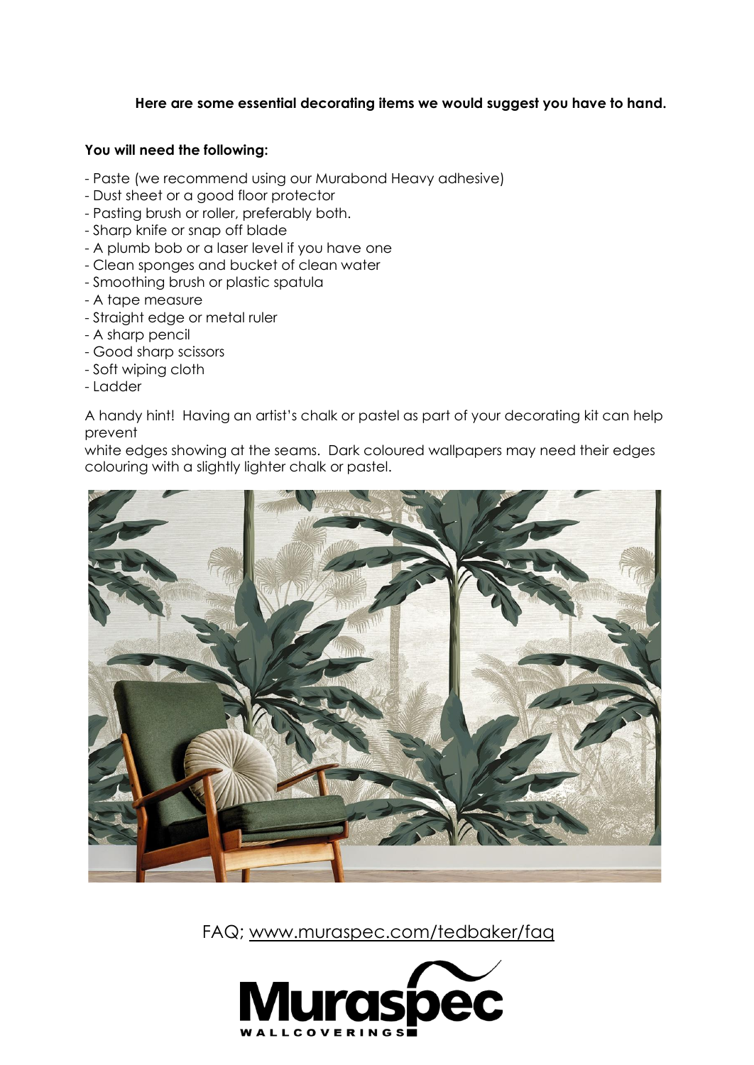**Here are some essential decorating items we would suggest you have to hand.**

**You will need the following:**

- Paste (we recommend using our Murabond Heavy adhesive)
- Dust sheet or a good floor protector
- Pasting brush or roller, preferably both.
- Sharp knife or snap off blade
- A plumb bob or a laser level if you have one
- Clean sponges and bucket of clean water
- Smoothing brush or plastic spatula
- A tape measure
- Straight edge or metal ruler
- A sharp pencil
- Good sharp scissors
- Soft wiping cloth
- Ladder

A handy hint! Having an artist's chalk or pastel as part of your decorating kit can help prevent white edges showing at the seams. Dark coloured wallpapers may need their edges colouring with a slightly lighter chalk or pastel.

FAQ; [www.muraspec.com/tedbaker/faq](www.muraspec.com/tedbaker/faq)

Muraspec WALLCOVERINGS